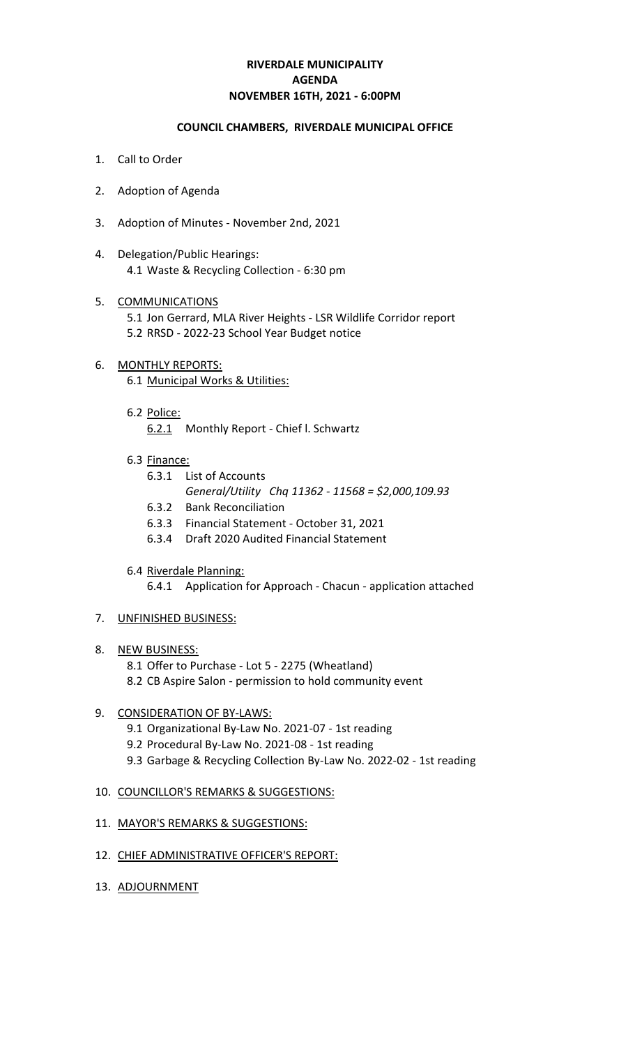# RIVERDALE MUNICIPALITY
# AGENDA
# NOVEMBER 16TH, 2021 - 6:00PM

## COUNCIL CHAMBERS, RIVERDALE MUNICIPAL OFFICE

1. Call to Order

2. Adoption of Agenda

3. Adoption of Minutes - November 2nd, 2021

4. Delegation/Public Hearings:
   - 4.1 Waste & Recycling Collection - 6:30 pm

5. <u>COMMUNICATIONS</u>
   - 5.1 Jon Gerrard, MLA River Heights - LSR Wildlife Corridor report
   - 5.2 RRSD - 2022-23 School Year Budget notice

6. <u>MONTHLY REPORTS:</u>
   - 6.1 <u>Municipal Works & Utilities:</u>
   - 6.2 <u>Police:</u>
     - <u>6.2.1</u> Monthly Report - Chief l. Schwartz
   - 6.3 <u>Finance:</u>
     - 6.3.1 List of Accounts
       *General/Utility Chq 11362 - 11568 = $2,000,109.93*
     - 6.3.2 Bank Reconciliation
     - 6.3.3 Financial Statement - October 31, 2021
     - 6.3.4 Draft 2020 Audited Financial Statement
   - 6.4 <u>Riverdale Planning:</u>
     - 6.4.1 Application for Approach - Chacun - application attached

7. <u>UNFINISHED BUSINESS:</u>

8. <u>NEW BUSINESS:</u>
   - 8.1 Offer to Purchase - Lot 5 - 2275 (Wheatland)
   - 8.2 CB Aspire Salon - permission to hold community event

9. <u>CONSIDERATION OF BY-LAWS:</u>
   - 9.1 Organizational By-Law No. 2021-07 - 1st reading
   - 9.2 Procedural By-Law No. 2021-08 - 1st reading
   - 9.3 Garbage & Recycling Collection By-Law No. 2022-02 - 1st reading

10. <u>COUNCILLOR'S REMARKS & SUGGESTIONS:</u>

11. <u>MAYOR'S REMARKS & SUGGESTIONS:</u>

12. <u>CHIEF ADMINISTRATIVE OFFICER'S REPORT:</u>

13. <u>ADJOURNMENT</u>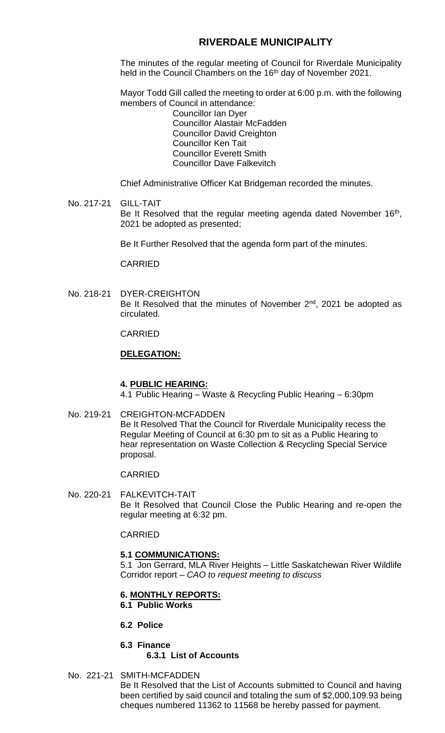# RIVERDALE MUNICIPALITY

The minutes of the regular meeting of Council for Riverdale Municipality held in the Council Chambers on the 16th day of November 2021.

Mayor Todd Gill called the meeting to order at 6:00 p.m. with the following members of Council in attendance:

Councillor Ian Dyer
Councillor Alastair McFadden
Councillor David Creighton
Councillor Ken Tait
Councillor Everett Smith
Councillor Dave Falkevitch

Chief Administrative Officer Kat Bridgeman recorded the minutes.

No. 217-21 GILL-TAIT

Be It Resolved that the regular meeting agenda dated November 16th, 2021 be adopted as presented;

Be It Further Resolved that the agenda form part of the minutes.

CARRIED

No. 218-21 DYER-CREIGHTON

Be It Resolved that the minutes of November 2nd, 2021 be adopted as circulated.

CARRIED

**DELEGATION:**

**4. PUBLIC HEARING:**

4.1 Public Hearing – Waste & Recycling Public Hearing – 6:30pm

No. 219-21 CREIGHTON-MCFADDEN

Be It Resolved That the Council for Riverdale Municipality recess the Regular Meeting of Council at 6:30 pm to sit as a Public Hearing to hear representation on Waste Collection & Recycling Special Service proposal.

CARRIED

No. 220-21 FALKEVITCH-TAIT

Be It Resolved that Council Close the Public Hearing and re-open the regular meeting at 6:32 pm.

CARRIED

**5.1 COMMUNICATIONS:**

5.1 Jon Gerrard, MLA River Heights – Little Saskatchewan River Wildlife Corridor report – *CAO to request meeting to discuss*

**6. MONTHLY REPORTS:**

**6.1 Public Works**

**6.2 Police**

**6.3 Finance**

**6.3.1 List of Accounts**

No. 221-21 SMITH-MCFADDEN

Be It Resolved that the List of Accounts submitted to Council and having been certified by said council and totaling the sum of $2,000,109.93 being cheques numbered 11362 to 11568 be hereby passed for payment.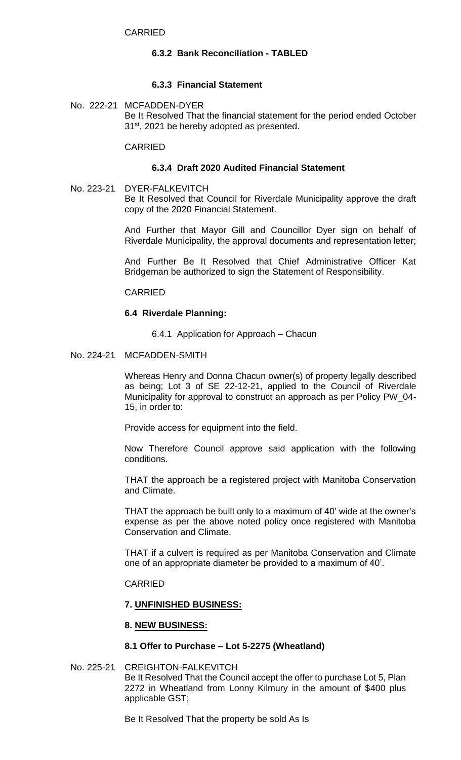CARRIED

### 6.3.2 Bank Reconciliation - TABLED

### 6.3.3 Financial Statement

No. 222-21 MCFADDEN-DYER

Be It Resolved That the financial statement for the period ended October 31st, 2021 be hereby adopted as presented.

CARRIED

### 6.3.4 Draft 2020 Audited Financial Statement

No. 223-21 DYER-FALKEVITCH

Be It Resolved that Council for Riverdale Municipality approve the draft copy of the 2020 Financial Statement.

And Further that Mayor Gill and Councillor Dyer sign on behalf of Riverdale Municipality, the approval documents and representation letter;

And Further Be It Resolved that Chief Administrative Officer Kat Bridgeman be authorized to sign the Statement of Responsibility.

CARRIED

### 6.4 Riverdale Planning:

6.4.1 Application for Approach – Chacun

No. 224-21 MCFADDEN-SMITH

Whereas Henry and Donna Chacun owner(s) of property legally described as being; Lot 3 of SE 22-12-21, applied to the Council of Riverdale Municipality for approval to construct an approach as per Policy PW_04-15, in order to:

Provide access for equipment into the field.

Now Therefore Council approve said application with the following conditions.

THAT the approach be a registered project with Manitoba Conservation and Climate.

THAT the approach be built only to a maximum of 40' wide at the owner's expense as per the above noted policy once registered with Manitoba Conservation and Climate.

THAT if a culvert is required as per Manitoba Conservation and Climate one of an appropriate diameter be provided to a maximum of 40'.

CARRIED

## 7. UNFINISHED BUSINESS:

## 8. NEW BUSINESS:

### 8.1 Offer to Purchase – Lot 5-2275 (Wheatland)

No. 225-21 CREIGHTON-FALKEVITCH

Be It Resolved That the Council accept the offer to purchase Lot 5, Plan 2272 in Wheatland from Lonny Kilmury in the amount of $400 plus applicable GST;

Be It Resolved That the property be sold As Is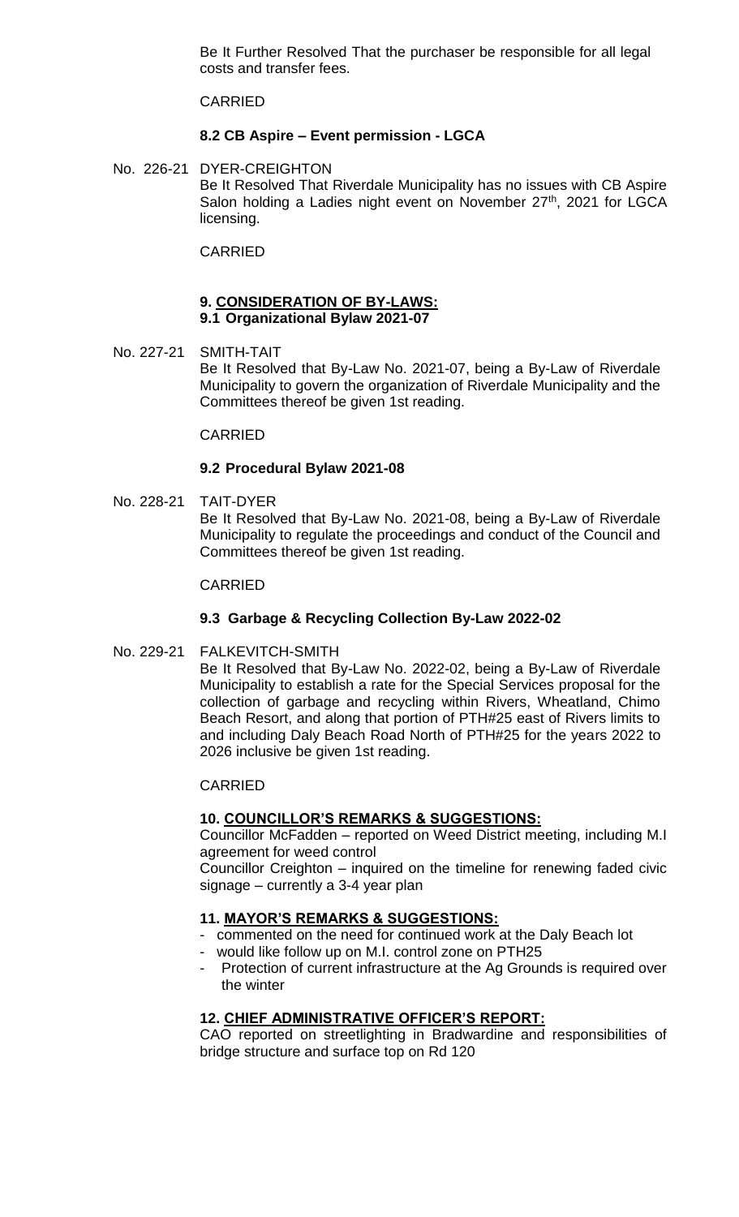Be It Further Resolved That the purchaser be responsible for all legal costs and transfer fees.

CARRIED

**8.2 CB Aspire – Event permission - LGCA**

No. 226-21 DYER-CREIGHTON

Be It Resolved That Riverdale Municipality has no issues with CB Aspire Salon holding a Ladies night event on November 27th, 2021 for LGCA licensing.

CARRIED

**9. CONSIDERATION OF BY-LAWS:**

**9.1 Organizational Bylaw 2021-07**

No. 227-21 SMITH-TAIT

Be It Resolved that By-Law No. 2021-07, being a By-Law of Riverdale Municipality to govern the organization of Riverdale Municipality and the Committees thereof be given 1st reading.

CARRIED

**9.2 Procedural Bylaw 2021-08**

No. 228-21 TAIT-DYER

Be It Resolved that By-Law No. 2021-08, being a By-Law of Riverdale Municipality to regulate the proceedings and conduct of the Council and Committees thereof be given 1st reading.

CARRIED

**9.3 Garbage & Recycling Collection By-Law 2022-02**

No. 229-21 FALKEVITCH-SMITH

Be It Resolved that By-Law No. 2022-02, being a By-Law of Riverdale Municipality to establish a rate for the Special Services proposal for the collection of garbage and recycling within Rivers, Wheatland, Chimo Beach Resort, and along that portion of PTH#25 east of Rivers limits to and including Daly Beach Road North of PTH#25 for the years 2022 to 2026 inclusive be given 1st reading.

CARRIED

**10. COUNCILLOR'S REMARKS & SUGGESTIONS:**

Councillor McFadden – reported on Weed District meeting, including M.I agreement for weed control

Councillor Creighton – inquired on the timeline for renewing faded civic signage – currently a 3-4 year plan

**11. MAYOR'S REMARKS & SUGGESTIONS:**

- commented on the need for continued work at the Daly Beach lot
- would like follow up on M.I. control zone on PTH25
- Protection of current infrastructure at the Ag Grounds is required over the winter

**12. CHIEF ADMINISTRATIVE OFFICER'S REPORT:**

CAO reported on streetlighting in Bradwardine and responsibilities of bridge structure and surface top on Rd 120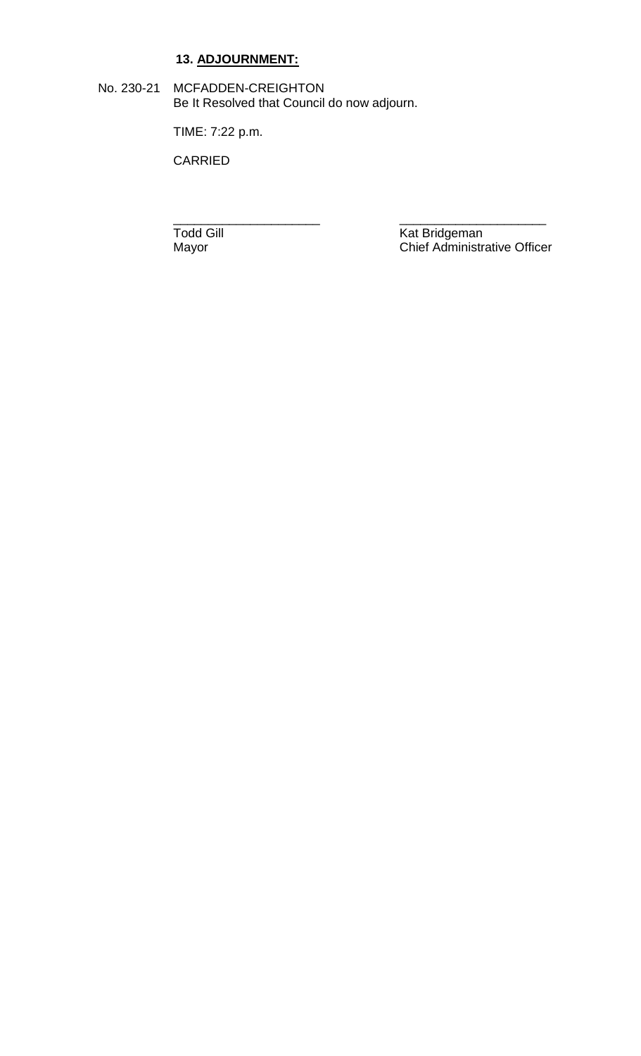## 13. **ADJOURNMENT:**

No. 230-21 MCFADDEN-CREIGHTON
Be It Resolved that Council do now adjourn.

TIME: 7:22 p.m.

CARRIED

| | |
|---|---|
| _____________________ | _____________________ |
| Todd Gill | Kat Bridgeman |
| Mayor | Chief Administrative Officer |